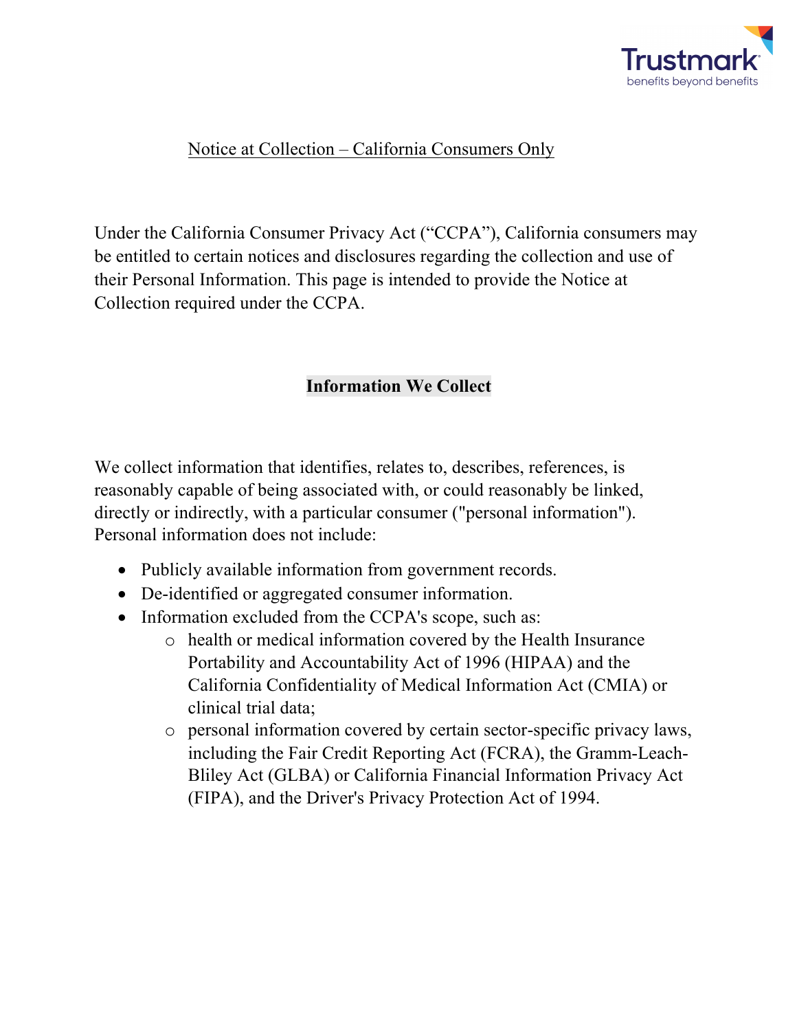Trustmark
benefits beyond benefits

# Notice at Collection – California Consumers Only

Under the California Consumer Privacy Act ("CCPA"), California consumers may be entitled to certain notices and disclosures regarding the collection and use of their Personal Information. This page is intended to provide the Notice at Collection required under the CCPA.

## Information We Collect

We collect information that identifies, relates to, describes, references, is reasonably capable of being associated with, or could reasonably be linked, directly or indirectly, with a particular consumer ("personal information"). Personal information does not include:

- Publicly available information from government records.
- De-identified or aggregated consumer information.
- Information excluded from the CCPA's scope, such as:
  - health or medical information covered by the Health Insurance Portability and Accountability Act of 1996 (HIPAA) and the California Confidentiality of Medical Information Act (CMIA) or clinical trial data;
  - personal information covered by certain sector-specific privacy laws, including the Fair Credit Reporting Act (FCRA), the Gramm-Leach-Bliley Act (GLBA) or California Financial Information Privacy Act (FIPA), and the Driver's Privacy Protection Act of 1994.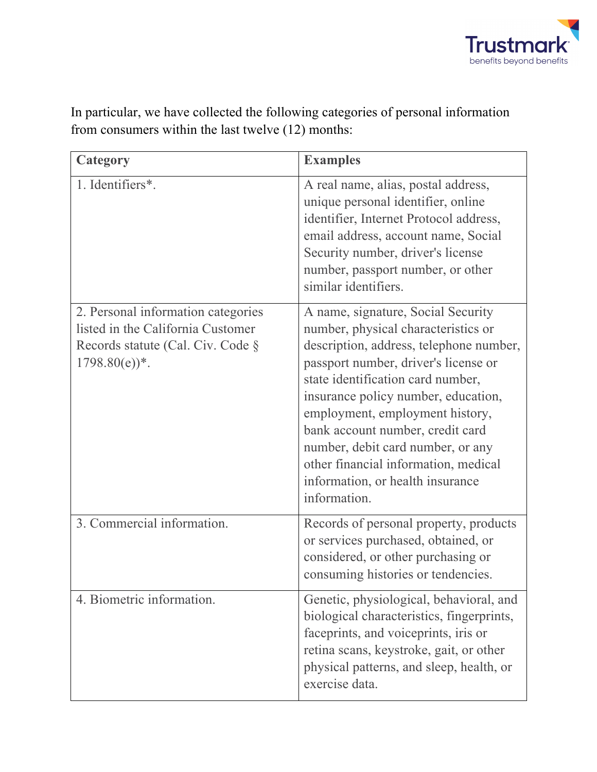In particular, we have collected the following categories of personal information from consumers within the last twelve (12) months:

| Category | Examples |
|---|---|
| 1. Identifiers*. | A real name, alias, postal address, unique personal identifier, online identifier, Internet Protocol address, email address, account name, Social Security number, driver's license number, passport number, or other similar identifiers. |
| 2. Personal information categories listed in the California Customer Records statute (Cal. Civ. Code § 1798.80(e))*. | A name, signature, Social Security number, physical characteristics or description, address, telephone number, passport number, driver's license or state identification card number, insurance policy number, education, employment, employment history, bank account number, credit card number, debit card number, or any other financial information, medical information, or health insurance information. |
| 3. Commercial information. | Records of personal property, products or services purchased, obtained, or considered, or other purchasing or consuming histories or tendencies. |
| 4. Biometric information. | Genetic, physiological, behavioral, and biological characteristics, fingerprints, faceprints, and voiceprints, iris or retina scans, keystroke, gait, or other physical patterns, and sleep, health, or exercise data. |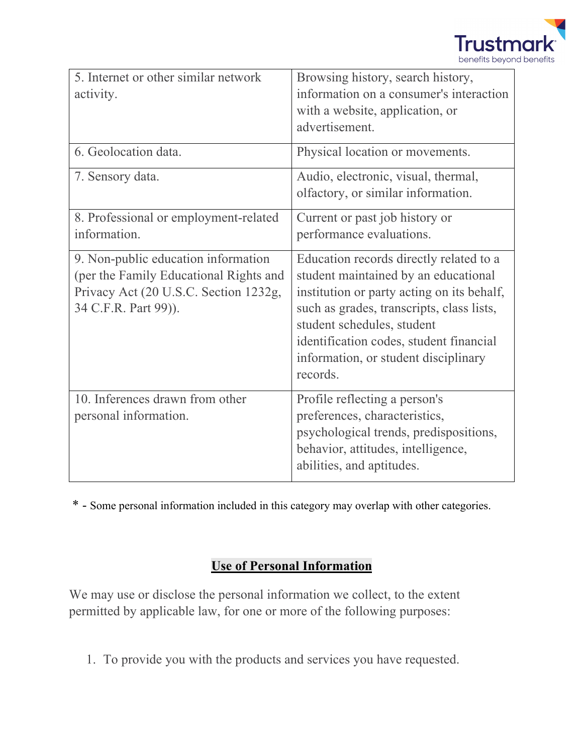| | |
|---|---|
| 5. Internet or other similar network activity. | Browsing history, search history, information on a consumer's interaction with a website, application, or advertisement. |
| 6. Geolocation data. | Physical location or movements. |
| 7. Sensory data. | Audio, electronic, visual, thermal, olfactory, or similar information. |
| 8. Professional or employment-related information. | Current or past job history or performance evaluations. |
| 9. Non-public education information (per the Family Educational Rights and Privacy Act (20 U.S.C. Section 1232g, 34 C.F.R. Part 99)). | Education records directly related to a student maintained by an educational institution or party acting on its behalf, such as grades, transcripts, class lists, student schedules, student identification codes, student financial information, or student disciplinary records. |
| 10. Inferences drawn from other personal information. | Profile reflecting a person's preferences, characteristics, psychological trends, predispositions, behavior, attitudes, intelligence, abilities, and aptitudes. |

* - Some personal information included in this category may overlap with other categories.

## <u>Use of Personal Information</u>

We may use or disclose the personal information we collect, to the extent permitted by applicable law, for one or more of the following purposes:

1. To provide you with the products and services you have requested.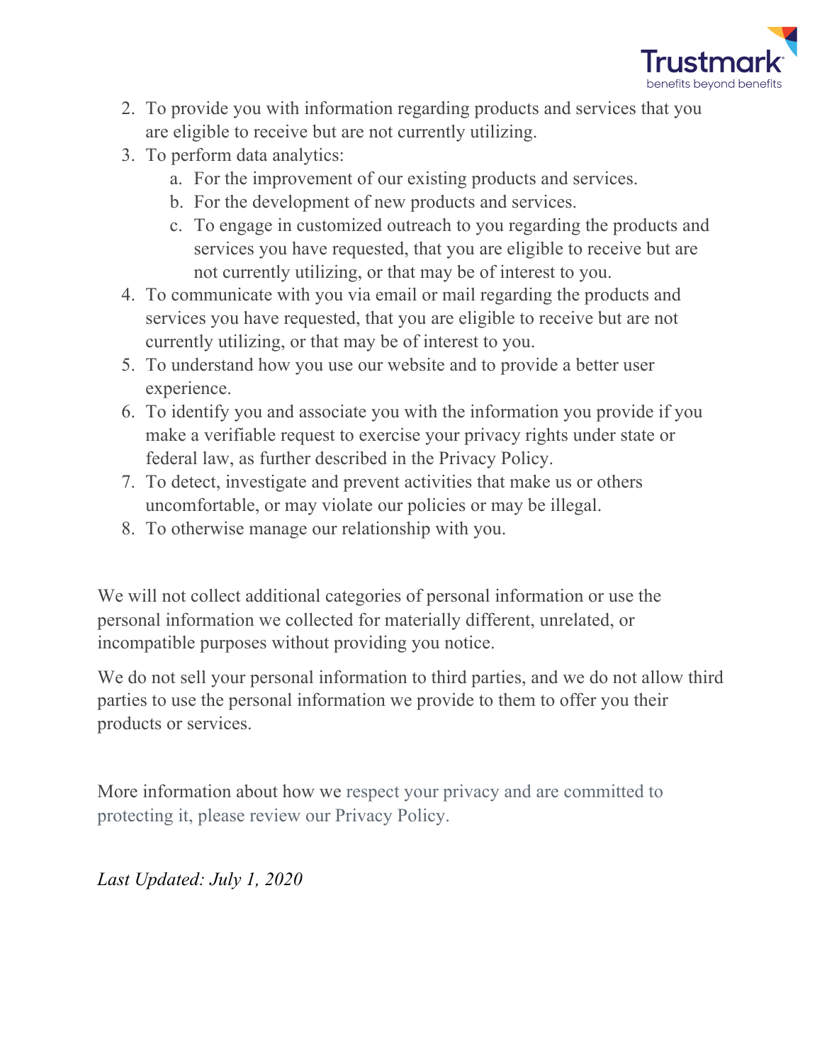2. To provide you with information regarding products and services that you are eligible to receive but are not currently utilizing.
3. To perform data analytics:
   a. For the improvement of our existing products and services.
   b. For the development of new products and services.
   c. To engage in customized outreach to you regarding the products and services you have requested, that you are eligible to receive but are not currently utilizing, or that may be of interest to you.
4. To communicate with you via email or mail regarding the products and services you have requested, that you are eligible to receive but are not currently utilizing, or that may be of interest to you.
5. To understand how you use our website and to provide a better user experience.
6. To identify you and associate you with the information you provide if you make a verifiable request to exercise your privacy rights under state or federal law, as further described in the Privacy Policy.
7. To detect, investigate and prevent activities that make us or others uncomfortable, or may violate our policies or may be illegal.
8. To otherwise manage our relationship with you.

We will not collect additional categories of personal information or use the personal information we collected for materially different, unrelated, or incompatible purposes without providing you notice.

We do not sell your personal information to third parties, and we do not allow third parties to use the personal information we provide to them to offer you their products or services.

More information about how we respect your privacy and are committed to protecting it, please review our Privacy Policy.

*Last Updated: July 1, 2020*